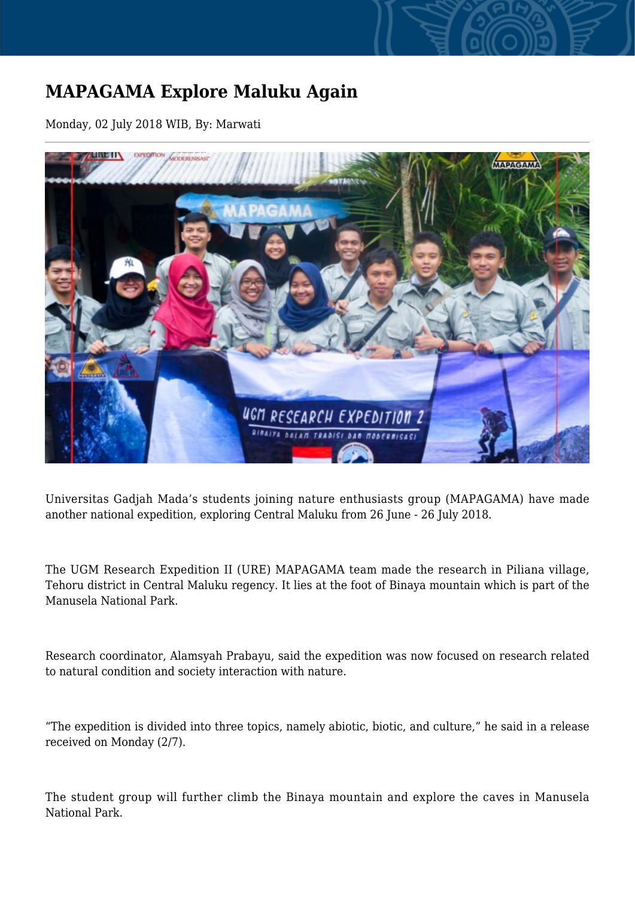# MAPAGAMA Explore Maluku Again

Monday, 02 July 2018 WIB, By: Marwati

Universitas Gadjah Mada's students joining nature enthusiasts group (MAPAGAMA) have made another national expedition, exploring Central Maluku from 26 June - 26 July 2018.

The UGM Research Expedition II (URE) MAPAGAMA team made the research in Piliana village, Tehoru district in Central Maluku regency. It lies at the foot of Binaya mountain which is part of the Manusela National Park.

Research coordinator, Alamsyah Prabayu, said the expedition was now focused on research related to natural condition and society interaction with nature.

"The expedition is divided into three topics, namely abiotic, biotic, and culture," he said in a release received on Monday (2/7).

The student group will further climb the Binaya mountain and explore the caves in Manusela National Park.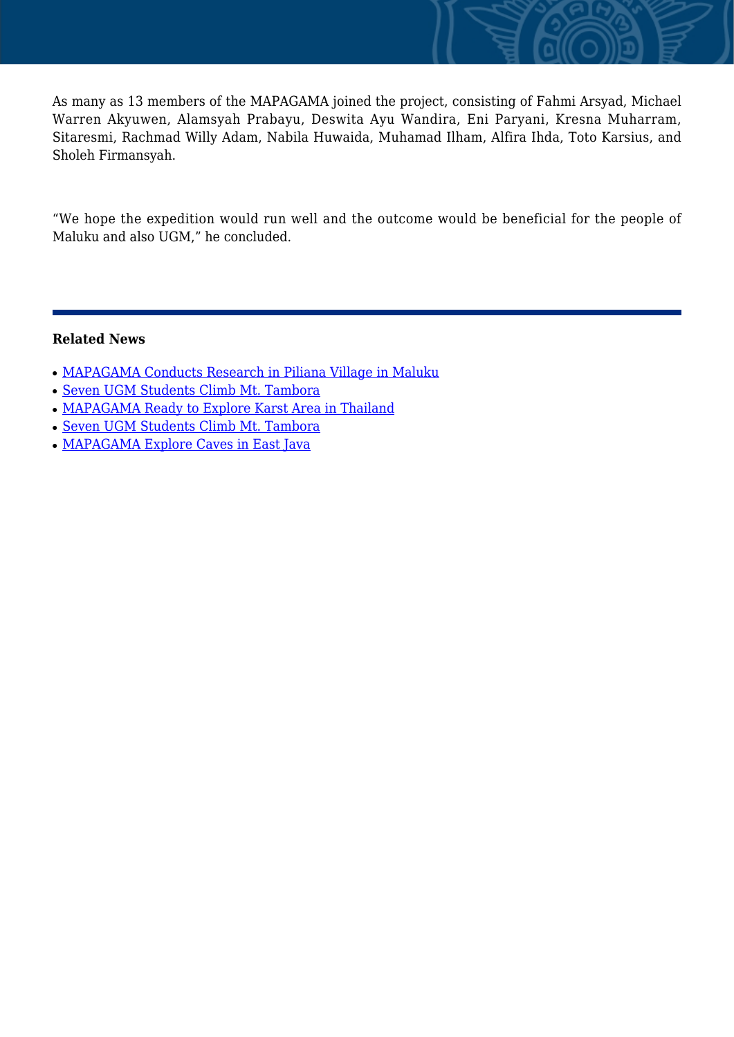As many as 13 members of the MAPAGAMA joined the project, consisting of Fahmi Arsyad, Michael Warren Akyuwen, Alamsyah Prabayu, Deswita Ayu Wandira, Eni Paryani, Kresna Muharram, Sitaresmi, Rachmad Willy Adam, Nabila Huwaida, Muhamad Ilham, Alfira Ihda, Toto Karsius, and Sholeh Firmansyah.

"We hope the expedition would run well and the outcome would be beneficial for the people of Maluku and also UGM," he concluded.

---

**Related News**

- MAPAGAMA Conducts Research in Piliana Village in Maluku
- Seven UGM Students Climb Mt. Tambora
- MAPAGAMA Ready to Explore Karst Area in Thailand
- Seven UGM Students Climb Mt. Tambora
- MAPAGAMA Explore Caves in East Java